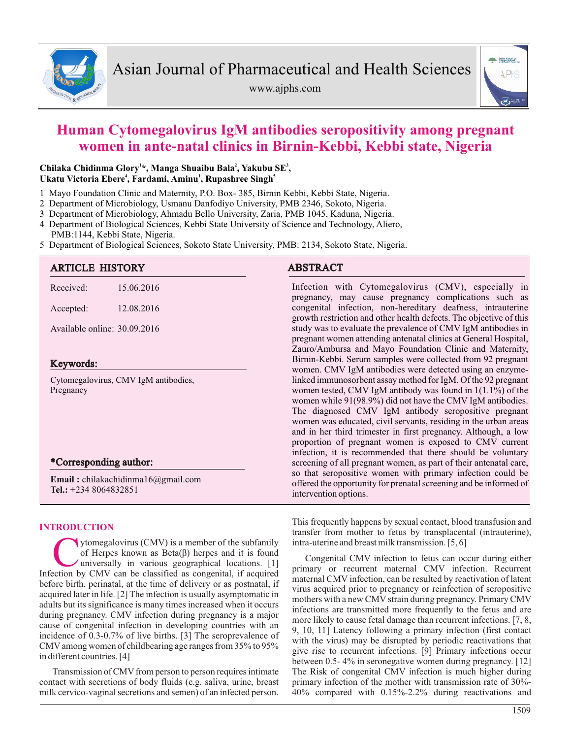# Human Cytomegalovirus IgM antibodies seropositivity among pregnant women in ante-natal clinics in Birnin-Kebbi, Kebbi state, Nigeria

**Chilaka Chidinma Glory[1]*, Manga Shuaibu Bala[2], Yakubu SE[3], Ukatu Victoria Ebere[4], Fardami, Aminu[1], Rupashree Singh[5]**

1 Mayo Foundation Clinic and Maternity, P.O. Box- 385, Birnin Kebbi, Kebbi State, Nigeria.
2 Department of Microbiology, Usmanu Danfodiyo University, PMB 2346, Sokoto, Nigeria.
3 Department of Microbiology, Ahmadu Bello University, Zaria, PMB 1045, Kaduna, Nigeria.
4 Department of Biological Sciences, Kebbi State University of Science and Technology, Aliero, PMB:1144, Kebbi State, Nigeria.
5 Department of Biological Sciences, Sokoto State University, PMB: 2134, Sokoto State, Nigeria.

## ARTICLE HISTORY

Received: 15.06.2016

Accepted: 12.08.2016

Available online: 30.09.2016

## Keywords:

Cytomegalovirus, CMV IgM antibodies, Pregnancy

## *Corresponding author:

**Email :** chilakachidinma16@gmail.com
**Tel.:** +234 8064832851

## ABSTRACT

Infection with Cytomegalovirus (CMV), especially in pregnancy, may cause pregnancy complications such as congenital infection, non-hereditary deafness, intrauterine growth restriction and other health defects. The objective of this study was to evaluate the prevalence of CMV IgM antibodies in pregnant women attending antenatal clinics at General Hospital, Zauro/Ambursa and Mayo Foundation Clinic and Maternity, Birnin-Kebbi. Serum samples were collected from 92 pregnant women. CMV IgM antibodies were detected using an enzyme-linked immunosorbent assay method for IgM. Of the 92 pregnant women tested, CMV IgM antibody was found in 1(1.1%) of the women while 91(98.9%) did not have the CMV IgM antibodies. The diagnosed CMV IgM antibody seropositive pregnant women was educated, civil servants, residing in the urban areas and in her third trimester in first pregnancy. Although, a low proportion of pregnant women is exposed to CMV current infection, it is recommended that there should be voluntary screening of all pregnant women, as part of their antenatal care, so that seropositive women with primary infection could be offered the opportunity for prenatal screening and be informed of intervention options.

## INTRODUCTION

Cytomegalovirus (CMV) is a member of the subfamily of Herpes known as Beta(β) herpes and it is found universally in various geographical locations. [1] Infection by CMV can be classified as congenital, if acquired before birth, perinatal, at the time of delivery or as postnatal, if acquired later in life. [2] The infection is usually asymptomatic in adults but its significance is many times increased when it occurs during pregnancy. CMV infection during pregnancy is a major cause of congenital infection in developing countries with an incidence of 0.3-0.7% of live births. [3] The seroprevalence of CMV among women of childbearing age ranges from 35% to 95% in different countries. [4]

Transmission of CMV from person to person requires intimate contact with secretions of body fluids (e.g. saliva, urine, breast milk cervico-vaginal secretions and semen) of an infected person. This frequently happens by sexual contact, blood transfusion and transfer from mother to fetus by transplacental (intrauterine), intra-uterine and breast milk transmission. [5, 6]

Congenital CMV infection to fetus can occur during either primary or recurrent maternal CMV infection. Recurrent maternal CMV infection, can be resulted by reactivation of latent virus acquired prior to pregnancy or reinfection of seropositive mothers with a new CMV strain during pregnancy. Primary CMV infections are transmitted more frequently to the fetus and are more likely to cause fetal damage than recurrent infections. [7, 8, 9, 10, 11] Latency following a primary infection (first contact with the virus) may be disrupted by periodic reactivations that give rise to recurrent infections. [9] Primary infections occur between 0.5- 4% in seronegative women during pregnancy. [12] The Risk of congenital CMV infection is much higher during primary infection of the mother with transmission rate of 30%-40% compared with 0.15%-2.2% during reactivations and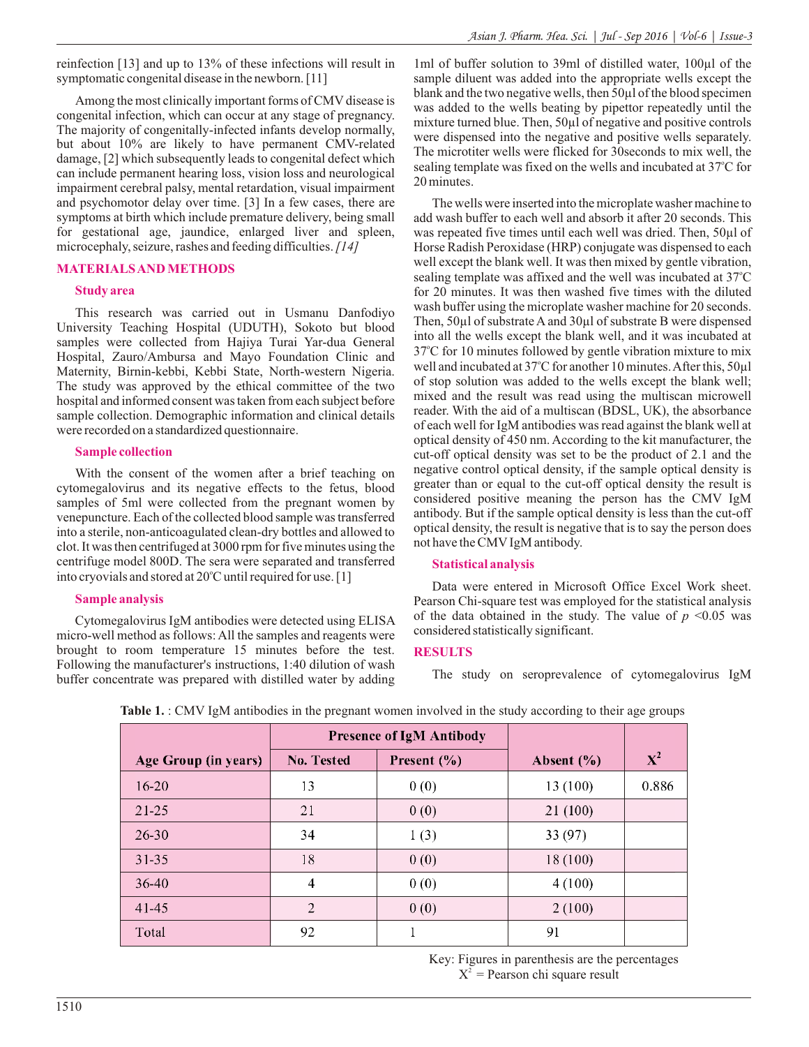reinfection [13] and up to 13% of these infections will result in symptomatic congenital disease in the newborn. [11]

Among the most clinically important forms of CMV disease is congenital infection, which can occur at any stage of pregnancy. The majority of congenitally-infected infants develop normally, but about 10% are likely to have permanent CMV-related damage, [2] which subsequently leads to congenital defect which can include permanent hearing loss, vision loss and neurological impairment cerebral palsy, mental retardation, visual impairment and psychomotor delay over time. [3] In a few cases, there are symptoms at birth which include premature delivery, being small for gestational age, jaundice, enlarged liver and spleen, microcephaly, seizure, rashes and feeding difficulties. *[14]*

## MATERIALS AND METHODS

### Study area

This research was carried out in Usmanu Danfodiyo University Teaching Hospital (UDUTH), Sokoto but blood samples were collected from Hajiya Turai Yar-dua General Hospital, Zauro/Ambursa and Mayo Foundation Clinic and Maternity, Birnin-kebbi, Kebbi State, North-western Nigeria. The study was approved by the ethical committee of the two hospital and informed consent was taken from each subject before sample collection. Demographic information and clinical details were recorded on a standardized questionnaire.

### Sample collection

With the consent of the women after a brief teaching on cytomegalovirus and its negative effects to the fetus, blood samples of 5ml were collected from the pregnant women by venepuncture. Each of the collected blood sample was transferred into a sterile, non-anticoagulated clean-dry bottles and allowed to clot. It was then centrifuged at 3000 rpm for five minutes using the centrifuge model 800D. The sera were separated and transferred into cryovials and stored at 20°C until required for use. [1]

### Sample analysis

Cytomegalovirus IgM antibodies were detected using ELISA micro-well method as follows: All the samples and reagents were brought to room temperature 15 minutes before the test. Following the manufacturer's instructions, 1:40 dilution of wash buffer concentrate was prepared with distilled water by adding 1ml of buffer solution to 39ml of distilled water, 100μl of the sample diluent was added into the appropriate wells except the blank and the two negative wells, then 50μl of the blood specimen was added to the wells beating by pipettor repeatedly until the mixture turned blue. Then, 50μl of negative and positive controls were dispensed into the negative and positive wells separately. The microtiter wells were flicked for 30seconds to mix well, the sealing template was fixed on the wells and incubated at 37°C for 20 minutes.

The wells were inserted into the microplate washer machine to add wash buffer to each well and absorb it after 20 seconds. This was repeated five times until each well was dried. Then, 50μl of Horse Radish Peroxidase (HRP) conjugate was dispensed to each well except the blank well. It was then mixed by gentle vibration, sealing template was affixed and the well was incubated at 37°C for 20 minutes. It was then washed five times with the diluted wash buffer using the microplate washer machine for 20 seconds. Then, 50μl of substrate A and 30μl of substrate B were dispensed into all the wells except the blank well, and it was incubated at 37°C for 10 minutes followed by gentle vibration mixture to mix well and incubated at 37°C for another 10 minutes. After this, 50μl of stop solution was added to the wells except the blank well; mixed and the result was read using the multiscan microwell reader. With the aid of a multiscan (BDSL, UK), the absorbance of each well for IgM antibodies was read against the blank well at optical density of 450 nm. According to the kit manufacturer, the cut-off optical density was set to be the product of 2.1 and the negative control optical density, if the sample optical density is greater than or equal to the cut-off optical density the result is considered positive meaning the person has the CMV IgM antibody. But if the sample optical density is less than the cut-off optical density, the result is negative that is to say the person does not have the CMV IgM antibody.

### Statistical analysis

Data were entered in Microsoft Office Excel Work sheet. Pearson Chi-square test was employed for the statistical analysis of the data obtained in the study. The value of $p$ <0.05 was considered statistically significant.

## RESULTS

The study on seroprevalence of cytomegalovirus IgM

**Table 1.** : CMV IgM antibodies in the pregnant women involved in the study according to their age groups

| Age Group (in years) | Presence of IgM Antibody | | Absent (%) | $X^2$ |
|---|---|---|---|---|
| | No. Tested | Present (%) | | |
| 16-20 | 13 | 0 (0) | 13 (100) | 0.886 |
| 21-25 | 21 | 0 (0) | 21 (100) | |
| 26-30 | 34 | 1 (3) | 33 (97) | |
| 31-35 | 18 | 0 (0) | 18 (100) | |
| 36-40 | 4 | 0 (0) | 4 (100) | |
| 41-45 | 2 | 0 (0) | 2 (100) | |
| Total | 92 | 1 | 91 | |

Key: Figures in parenthesis are the percentages
$X^2$ = Pearson chi square result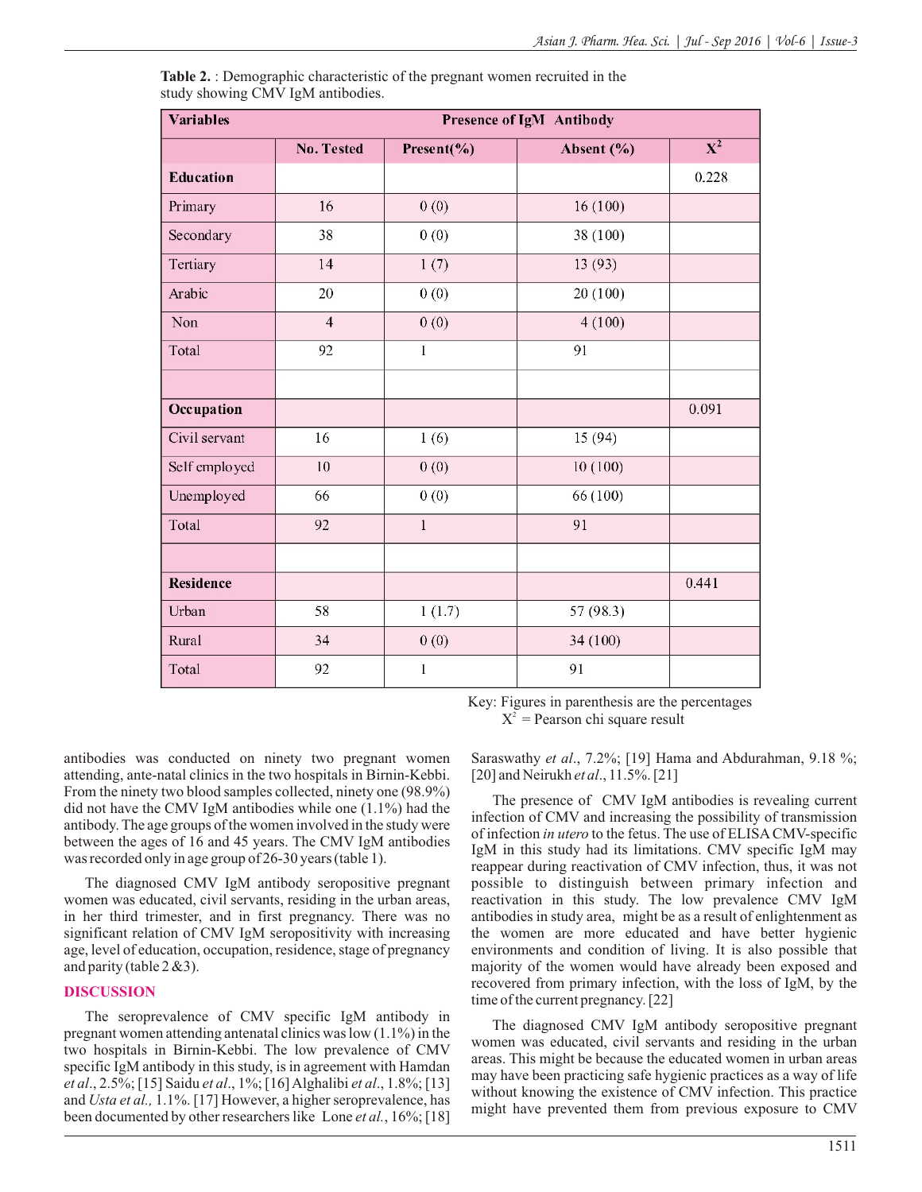**Table 2.** : Demographic characteristic of the pregnant women recruited in the study showing CMV IgM antibodies.

| Variables | Presence of IgM Antibody | | | |
|---|---|---|---|---|
| | No. Tested | Present(%) | Absent (%) | $X^2$ |
| **Education** | | | | 0.228 |
| Primary | 16 | 0 (0) | 16 (100) | |
| Secondary | 38 | 0 (0) | 38 (100) | |
| Tertiary | 14 | 1 (7) | 13 (93) | |
| Arabic | 20 | 0 (0) | 20 (100) | |
| Non | 4 | 0 (0) | 4 (100) | |
| Total | 92 | 1 | 91 | |
| | | | | |
| **Occupation** | | | | 0.091 |
| Civil servant | 16 | 1 (6) | 15 (94) | |
| Self employed | 10 | 0 (0) | 10 (100) | |
| Unemployed | 66 | 0 (0) | 66 (100) | |
| Total | 92 | 1 | 91 | |
| | | | | |
| **Residence** | | | | 0.441 |
| Urban | 58 | 1 (1.7) | 57 (98.3) | |
| Rural | 34 | 0 (0) | 34 (100) | |
| Total | 92 | 1 | 91 | |

Key: Figures in parenthesis are the percentages
$X^2$ = Pearson chi square result

antibodies was conducted on ninety two pregnant women attending, ante-natal clinics in the two hospitals in Birnin-Kebbi. From the ninety two blood samples collected, ninety one (98.9%) did not have the CMV IgM antibodies while one (1.1%) had the antibody. The age groups of the women involved in the study were between the ages of 16 and 45 years. The CMV IgM antibodies was recorded only in age group of 26-30 years (table 1).

The diagnosed CMV IgM antibody seropositive pregnant women was educated, civil servants, residing in the urban areas, in her third trimester, and in first pregnancy. There was no significant relation of CMV IgM seropositivity with increasing age, level of education, occupation, residence, stage of pregnancy and parity (table 2 &3).

## DISCUSSION

The seroprevalence of CMV specific IgM antibody in pregnant women attending antenatal clinics was low (1.1%) in the two hospitals in Birnin-Kebbi. The low prevalence of CMV specific IgM antibody in this study, is in agreement with Hamdan *et al*., 2.5%; [15] Saidu *et al*., 1%; [16] Alghalibi *et al*., 1.8%; [13] and *Usta et al.,* 1.1%. [17] However, a higher seroprevalence, has been documented by other researchers like Lone *et al.*, 16%; [18] Saraswathy *et al*., 7.2%; [19] Hama and Abdurahman, 9.18 %; [20] and Neirukh *et al*., 11.5%. [21]

The presence of CMV IgM antibodies is revealing current infection of CMV and increasing the possibility of transmission of infection *in utero* to the fetus. The use of ELISA CMV-specific IgM in this study had its limitations. CMV specific IgM may reappear during reactivation of CMV infection, thus, it was not possible to distinguish between primary infection and reactivation in this study. The low prevalence CMV IgM antibodies in study area, might be as a result of enlightenment as the women are more educated and have better hygienic environments and condition of living. It is also possible that majority of the women would have already been exposed and recovered from primary infection, with the loss of IgM, by the time of the current pregnancy. [22]

The diagnosed CMV IgM antibody seropositive pregnant women was educated, civil servants and residing in the urban areas. This might be because the educated women in urban areas may have been practicing safe hygienic practices as a way of life without knowing the existence of CMV infection. This practice might have prevented them from previous exposure to CMV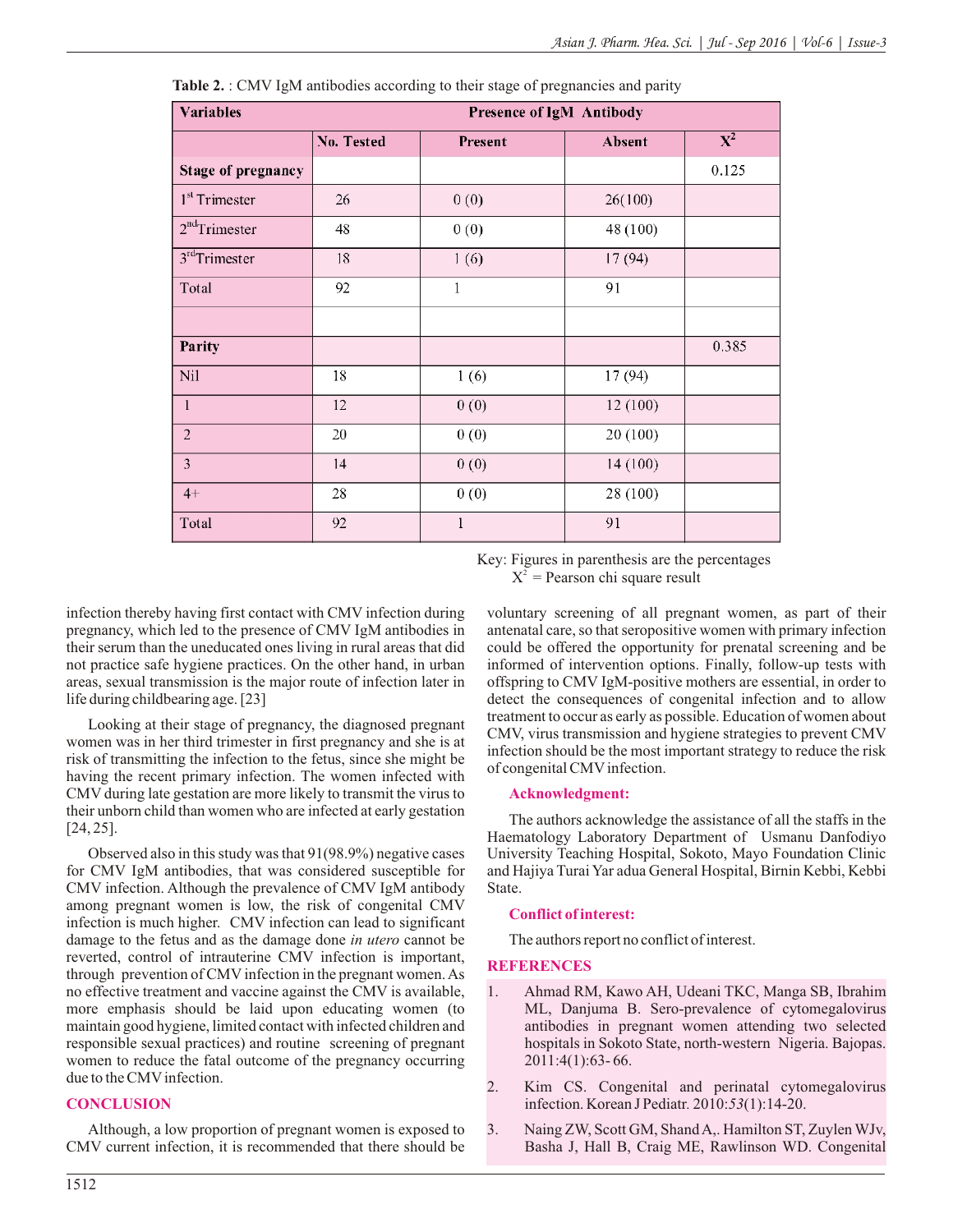**Table 2.** : CMV IgM antibodies according to their stage of pregnancies and parity

| Variables | Presence of IgM Antibody | | | |
|---|---|---|---|---|
| | No. Tested | Present | Absent | $X^2$ |
| **Stage of pregnancy** | | | | 0.125 |
| 1st Trimester | 26 | 0 (0) | 26(100) | |
| 2nd Trimester | 48 | 0 (0) | 48 (100) | |
| 3rd Trimester | 18 | 1 (6) | 17 (94) | |
| Total | 92 | 1 | 91 | |
| | | | | |
| **Parity** | | | | 0.385 |
| Nil | 18 | 1 (6) | 17 (94) | |
| 1 | 12 | 0 (0) | 12 (100) | |
| 2 | 20 | 0 (0) | 20 (100) | |
| 3 | 14 | 0 (0) | 14 (100) | |
| 4+ | 28 | 0 (0) | 28 (100) | |
| Total | 92 | 1 | 91 | |

Key: Figures in parenthesis are the percentages
$X^2$ = Pearson chi square result

infection thereby having first contact with CMV infection during pregnancy, which led to the presence of CMV IgM antibodies in their serum than the uneducated ones living in rural areas that did not practice safe hygiene practices. On the other hand, in urban areas, sexual transmission is the major route of infection later in life during childbearing age. [23]

Looking at their stage of pregnancy, the diagnosed pregnant women was in her third trimester in first pregnancy and she is at risk of transmitting the infection to the fetus, since she might be having the recent primary infection. The women infected with CMV during late gestation are more likely to transmit the virus to their unborn child than women who are infected at early gestation [24, 25].

Observed also in this study was that 91(98.9%) negative cases for CMV IgM antibodies, that was considered susceptible for CMV infection. Although the prevalence of CMV IgM antibody among pregnant women is low, the risk of congenital CMV infection is much higher. CMV infection can lead to significant damage to the fetus and as the damage done *in utero* cannot be reverted, control of intrauterine CMV infection is important, through prevention of CMV infection in the pregnant women. As no effective treatment and vaccine against the CMV is available, more emphasis should be laid upon educating women (to maintain good hygiene, limited contact with infected children and responsible sexual practices) and routine screening of pregnant women to reduce the fatal outcome of the pregnancy occurring due to the CMV infection.

## CONCLUSION

Although, a low proportion of pregnant women is exposed to CMV current infection, it is recommended that there should be voluntary screening of all pregnant women, as part of their antenatal care, so that seropositive women with primary infection could be offered the opportunity for prenatal screening and be informed of intervention options. Finally, follow-up tests with offspring to CMV IgM-positive mothers are essential, in order to detect the consequences of congenital infection and to allow treatment to occur as early as possible. Education of women about CMV, virus transmission and hygiene strategies to prevent CMV infection should be the most important strategy to reduce the risk of congenital CMV infection.

### Acknowledgment:

The authors acknowledge the assistance of all the staffs in the Haematology Laboratory Department of Usmanu Danfodiyo University Teaching Hospital, Sokoto, Mayo Foundation Clinic and Hajiya Turai Yar adua General Hospital, Birnin Kebbi, Kebbi State.

### Conflict of interest:

The authors report no conflict of interest.

## REFERENCES

1. Ahmad RM, Kawo AH, Udeani TKC, Manga SB, Ibrahim ML, Danjuma B. Sero-prevalence of cytomegalovirus antibodies in pregnant women attending two selected hospitals in Sokoto State, north-western Nigeria. Bajopas. 2011:4(1):63- 66.
2. Kim CS. Congenital and perinatal cytomegalovirus infection. Korean J Pediatr. 2010:*53*(1):14-20.
3. Naing ZW, Scott GM, Shand A,. Hamilton ST, Zuylen WJv, Basha J, Hall B, Craig ME, Rawlinson WD. Congenital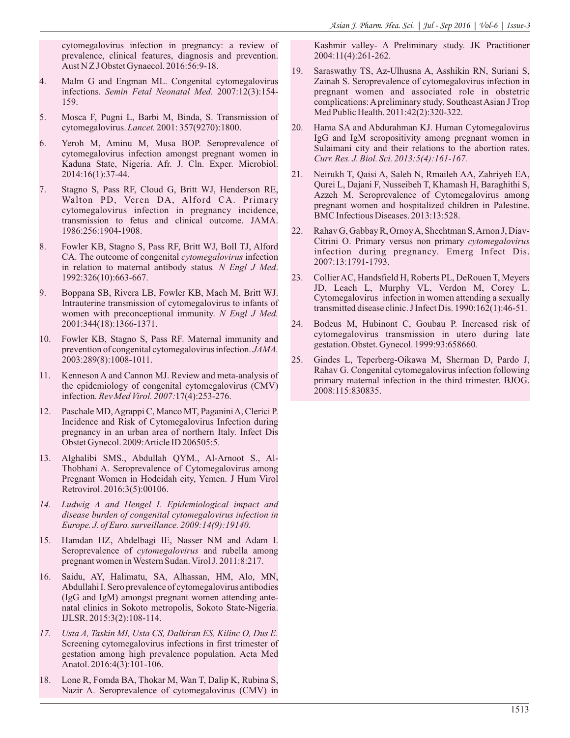cytomegalovirus infection in pregnancy: a review of prevalence, clinical features, diagnosis and prevention. Aust N Z J Obstet Gynaecol. 2016:56:9-18.

4. Malm G and Engman ML. Congenital cytomegalovirus infections. *Semin Fetal Neonatal Med.* 2007:12(3):154-159.

5. Mosca F, Pugni L, Barbi M, Binda, S. Transmission of cytomegalovirus. *Lancet.* 2001: 357(9270):1800.

6. Yeroh M, Aminu M, Musa BOP. Seroprevalence of cytomegalovirus infection amongst pregnant women in Kaduna State, Nigeria. Afr. J. Cln. Exper. Microbiol. 2014:16(1):37-44.

7. Stagno S, Pass RF, Cloud G, Britt WJ, Henderson RE, Walton PD, Veren DA, Alford CA. Primary cytomegalovirus infection in pregnancy incidence, transmission to fetus and clinical outcome. JAMA. 1986:256:1904-1908.

8. Fowler KB, Stagno S, Pass RF, Britt WJ, Boll TJ, Alford CA. The outcome of congenital *cytomegalovirus* infection in relation to maternal antibody status*. N Engl J Med*. 1992:326(10):663-667.

9. Boppana SB, Rivera LB, Fowler KB, Mach M, Britt WJ. Intrauterine transmission of cytomegalovirus to infants of women with preconceptional immunity. *N Engl J Med.* 2001:344(18):1366-1371.

10. Fowler KB, Stagno S, Pass RF. Maternal immunity and prevention of congenital cytomegalovirus infection. *JAMA.* 2003:289(8):1008-1011.

11. Kenneson A and Cannon MJ. Review and meta-analysis of the epidemiology of congenital cytomegalovirus (CMV) infection*. Rev Med Virol. 2007:*17(4):253-276.

12. Paschale MD, Agrappi C, Manco MT, Paganini A, Clerici P. Incidence and Risk of Cytomegalovirus Infection during pregnancy in an urban area of northern Italy. Infect Dis Obstet Gynecol. 2009:Article ID 206505:5.

13. Alghalibi SMS., Abdullah QYM., Al-Arnoot S., Al-Thobhani A. Seroprevalence of Cytomegalovirus among Pregnant Women in Hodeidah city, Yemen. J Hum Virol Retrovirol. 2016:3(5):00106.

14. *Ludwig A and Hengel I. Epidemiological impact and disease burden of congenital cytomegalovirus infection in Europe. J. of Euro. surveillance. 2009:14(9):19140.*

15. Hamdan HZ, Abdelbagi IE, Nasser NM and Adam I. Seroprevalence of *cytomegalovirus* and rubella among pregnant women in Western Sudan. Virol J. 2011:8:217.

16. Saidu, AY, Halimatu, SA, Alhassan, HM, Alo, MN, Abdullahi I. Sero prevalence of cytomegalovirus antibodies (IgG and IgM) amongst pregnant women attending antenatal clinics in Sokoto metropolis, Sokoto State-Nigeria. IJLSR. 2015:3(2):108-114.

17. *Usta A, Taskin MI, Usta CS, Dalkiran ES, Kilinc O, Dus E.* Screening cytomegalovirus infections in first trimester of gestation among high prevalence population. Acta Med Anatol. 2016:4(3):101-106.

18. Lone R, Fomda BA, Thokar M, Wan T, Dalip K, Rubina S, Nazir A. Seroprevalence of cytomegalovirus (CMV) in Kashmir valley- A Preliminary study. JK Practitioner 2004:11(4):261-262.

19. Saraswathy TS, Az-Ulhusna A, Asshikin RN, Suriani S, Zainah S. Seroprevalence of cytomegalovirus infection in pregnant women and associated role in obstetric complications: A preliminary study. Southeast Asian J Trop Med Public Health. 2011:42(2):320-322.

20. Hama SA and Abdurahman KJ. Human Cytomegalovirus IgG and IgM seropositivity among pregnant women in Sulaimani city and their relations to the abortion rates. *Curr. Res. J. Biol. Sci. 2013:5(4):161-167.*

21. Neirukh T, Qaisi A, Saleh N, Rmaileh AA, Zahriyeh EA, Qurei L, Dajani F, Nusseibeh T, Khamash H, Baraghithi S, Azzeh M. Seroprevalence of Cytomegalovirus among pregnant women and hospitalized children in Palestine. BMC Infectious Diseases. 2013:13:528.

22. Rahav G, Gabbay R, Ornoy A, Shechtman S, Arnon J, Diav-Citrini O. Primary versus non primary *cytomegalovirus* infection during pregnancy. Emerg Infect Dis. 2007:13:1791-1793.

23. Collier AC, Handsfield H, Roberts PL, DeRouen T, Meyers JD, Leach L, Murphy VL, Verdon M, Corey L. Cytomegalovirus infection in women attending a sexually transmitted disease clinic. J Infect Dis. 1990:162(1):46-51.

24. Bodeus M, Hubinont C, Goubau P. Increased risk of cytomegalovirus transmission in utero during late gestation. Obstet. Gynecol. 1999:93:658660.

25. Gindes L, Teperberg-Oikawa M, Sherman D, Pardo J, Rahav G. Congenital cytomegalovirus infection following primary maternal infection in the third trimester. BJOG. 2008:115:830835.